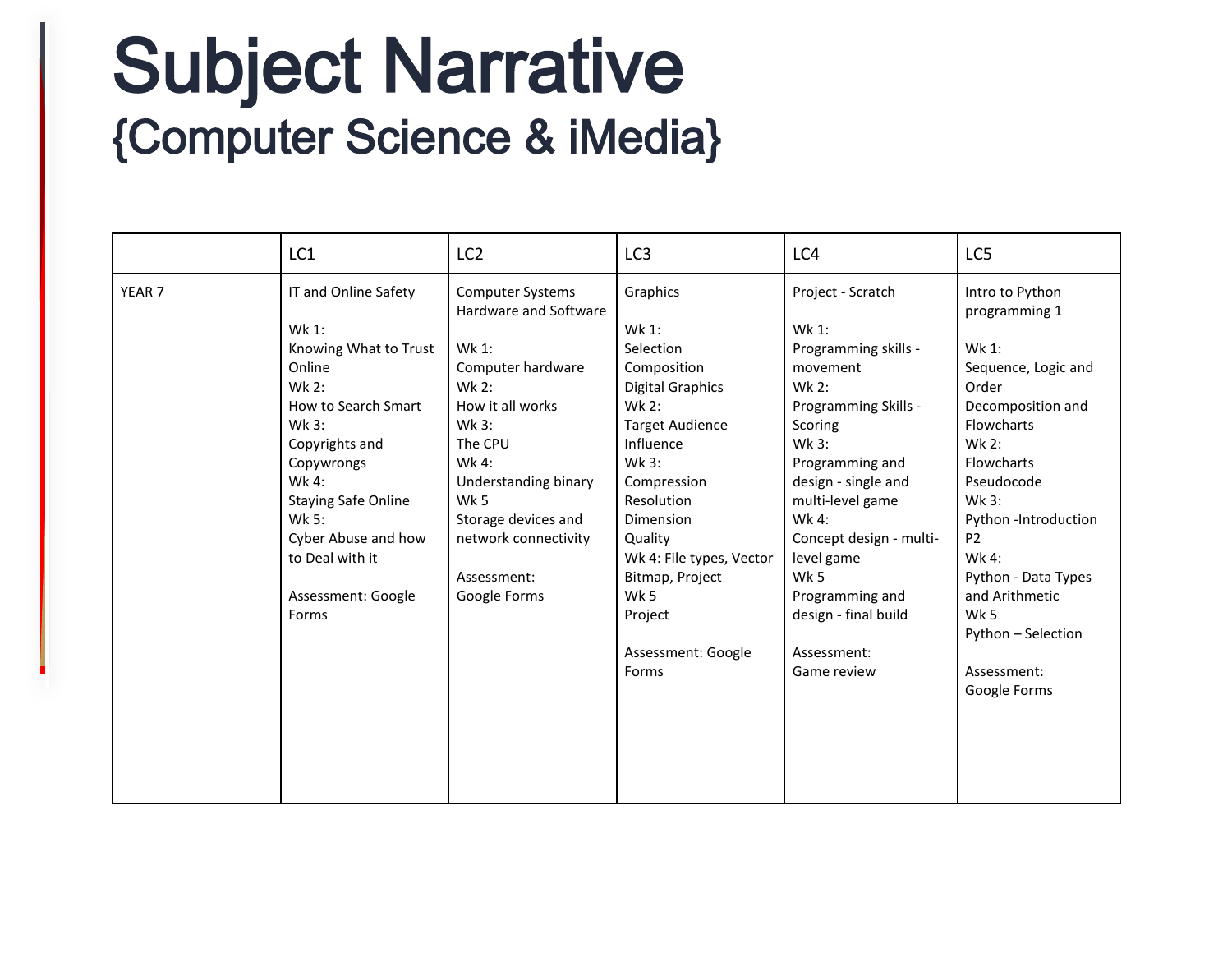# Subject Narrative

## {Computer Science & iMedia}

| | LC1 | LC2 | LC3 | LC4 | LC5 |
|---|---|---|---|---|---|
| YEAR 7 | IT and Online Safety<br><br>Wk 1:<br>Knowing What to Trust Online<br>Wk 2:<br>How to Search Smart<br>Wk 3:<br>Copyrights and Copywrongs<br>Wk 4:<br>Staying Safe Online<br>Wk 5:<br>Cyber Abuse and how to Deal with it<br><br>Assessment: Google Forms | Computer Systems Hardware and Software<br><br>Wk 1:<br>Computer hardware<br>Wk 2:<br>How it all works<br>Wk 3:<br>The CPU<br>Wk 4:<br>Understanding binary<br>Wk 5<br>Storage devices and network connectivity<br><br>Assessment:<br>Google Forms | Graphics<br><br>Wk 1:<br>Selection<br>Composition<br>Digital Graphics<br>Wk 2:<br>Target Audience<br>Influence<br>Wk 3:<br>Compression<br>Resolution<br>Dimension<br>Quality<br>Wk 4: File types, Vector Bitmap, Project<br>Wk 5<br>Project<br><br>Assessment: Google Forms | Project - Scratch<br><br>Wk 1:<br>Programming skills - movement<br>Wk 2:<br>Programming Skills - Scoring<br>Wk 3:<br>Programming and design - single and multi-level game<br>Wk 4:<br>Concept design - multi-level game<br>Wk 5<br>Programming and design - final build<br><br>Assessment:<br>Game review | Intro to Python programming 1<br><br>Wk 1:<br>Sequence, Logic and Order<br>Decomposition and Flowcharts<br>Wk 2:<br>Flowcharts<br>Pseudocode<br>Wk 3:<br>Python -Introduction P2<br>Wk 4:<br>Python - Data Types and Arithmetic<br>Wk 5<br>Python – Selection<br><br>Assessment:<br>Google Forms |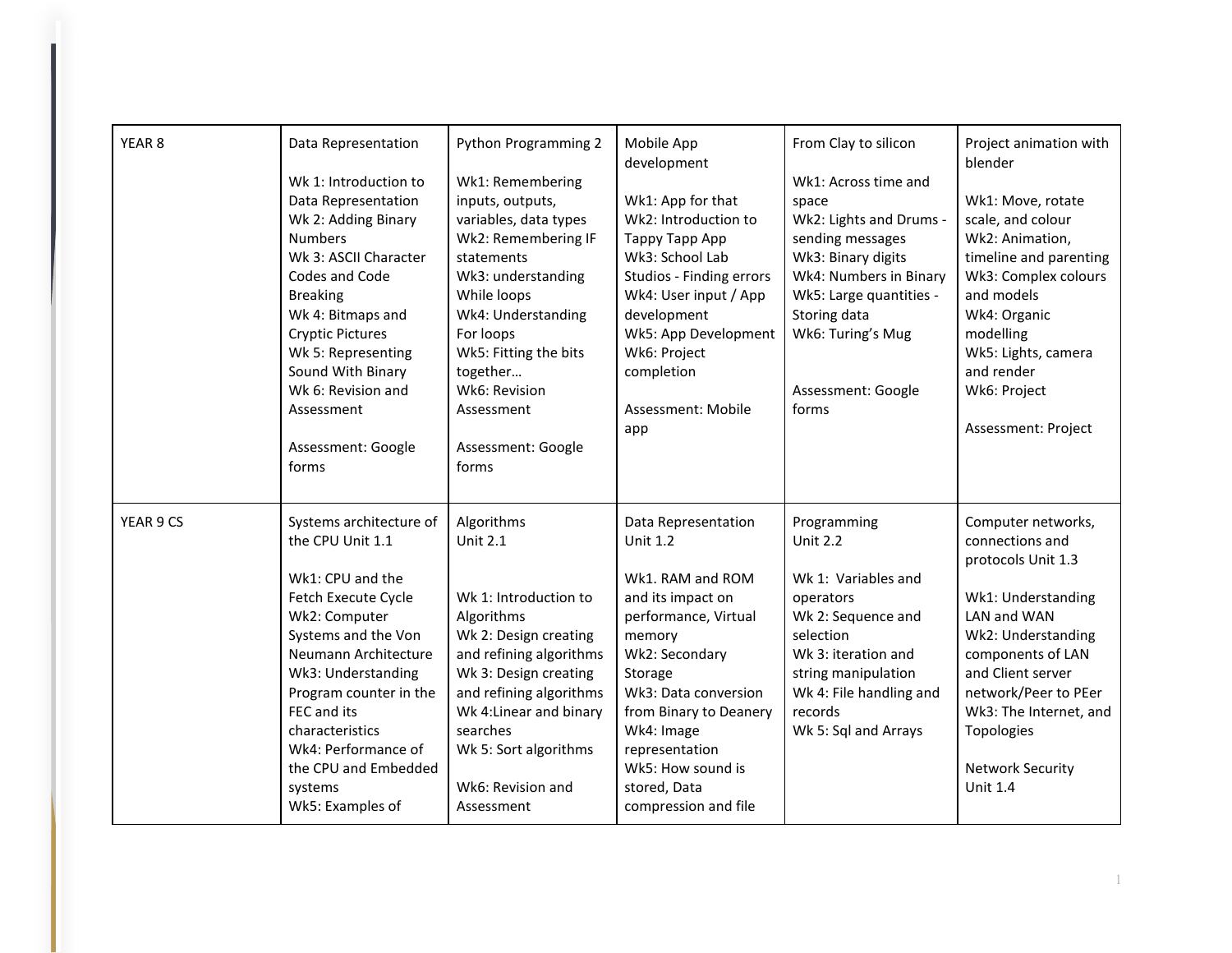| YEAR 8 | Data Representation<br><br>Wk 1: Introduction to Data Representation<br>Wk 2: Adding Binary Numbers<br>Wk 3: ASCII Character Codes and Code Breaking<br>Wk 4: Bitmaps and Cryptic Pictures<br>Wk 5: Representing Sound With Binary<br>Wk 6: Revision and Assessment<br><br>Assessment: Google forms | Python Programming 2<br><br>Wk1: Remembering inputs, outputs, variables, data types<br>Wk2: Remembering IF statements<br>Wk3: understanding While loops<br>Wk4: Understanding For loops<br>Wk5: Fitting the bits together…<br>Wk6: Revision Assessment<br><br>Assessment: Google forms | Mobile App development<br><br>Wk1: App for that<br>Wk2: Introduction to Tappy Tapp App<br>Wk3: School Lab Studios - Finding errors<br>Wk4: User input / App development<br>Wk5: App Development<br>Wk6: Project completion<br><br>Assessment: Mobile app | From Clay to silicon<br><br>Wk1: Across time and space<br>Wk2: Lights and Drums - sending messages<br>Wk3: Binary digits<br>Wk4: Numbers in Binary<br>Wk5: Large quantities - Storing data<br>Wk6: Turing's Mug<br><br>Assessment: Google forms | Project animation with blender<br><br>Wk1: Move, rotate scale, and colour<br>Wk2: Animation, timeline and parenting<br>Wk3: Complex colours and models<br>Wk4: Organic modelling<br>Wk5: Lights, camera and render<br>Wk6: Project<br><br>Assessment: Project |
|---|---|---|---|---|---|
| YEAR 9 CS | Systems architecture of the CPU Unit 1.1<br><br>Wk1: CPU and the Fetch Execute Cycle<br>Wk2: Computer Systems and the Von Neumann Architecture<br>Wk3: Understanding Program counter in the FEC and its characteristics<br>Wk4: Performance of the CPU and Embedded systems<br>Wk5: Examples of | Algorithms<br>Unit 2.1<br><br>Wk 1: Introduction to Algorithms<br>Wk 2: Design creating and refining algorithms<br>Wk 3: Design creating and refining algorithms<br>Wk 4:Linear and binary searches<br>Wk 5: Sort algorithms<br><br>Wk6: Revision and Assessment | Data Representation<br>Unit 1.2<br><br>Wk1. RAM and ROM and its impact on performance, Virtual memory<br>Wk2: Secondary Storage<br>Wk3: Data conversion from Binary to Deanery<br>Wk4: Image representation<br>Wk5: How sound is stored, Data compression and file | Programming<br>Unit 2.2<br><br>Wk 1: Variables and operators<br>Wk 2: Sequence and selection<br>Wk 3: iteration and string manipulation<br>Wk 4: File handling and records<br>Wk 5: Sql and Arrays | Computer networks, connections and protocols Unit 1.3<br><br>Wk1: Understanding LAN and WAN<br>Wk2: Understanding components of LAN and Client server network/Peer to PEer<br>Wk3: The Internet, and Topologies<br><br>Network Security<br>Unit 1.4 |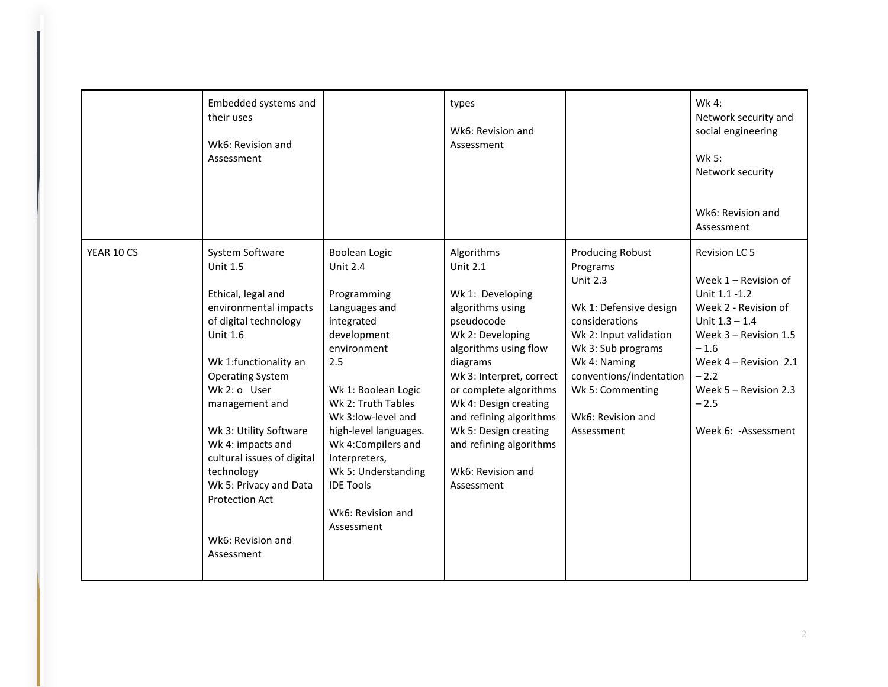| | | | | | |
|---|---|---|---|---|---|
| | Embedded systems and their uses<br><br>Wk6: Revision and Assessment | | types<br><br>Wk6: Revision and Assessment | | Wk 4:<br>Network security and social engineering<br><br>Wk 5:<br>Network security<br><br>Wk6: Revision and Assessment |
| YEAR 10 CS | System Software<br>Unit 1.5<br><br>Ethical, legal and environmental impacts of digital technology<br>Unit 1.6<br><br>Wk 1:functionality an Operating System<br>Wk 2: o User management and<br><br>Wk 3: Utility Software<br>Wk 4: impacts and cultural issues of digital technology<br>Wk 5: Privacy and Data Protection Act<br><br>Wk6: Revision and Assessment | Boolean Logic<br>Unit 2.4<br><br>Programming Languages and integrated development environment<br>2.5<br><br>Wk 1: Boolean Logic<br>Wk 2: Truth Tables<br>Wk 3:low-level and high-level languages.<br>Wk 4:Compilers and Interpreters,<br>Wk 5: Understanding IDE Tools<br><br>Wk6: Revision and Assessment | Algorithms<br>Unit 2.1<br><br>Wk 1: Developing algorithms using pseudocode<br>Wk 2: Developing algorithms using flow diagrams<br>Wk 3: Interpret, correct or complete algorithms<br>Wk 4: Design creating and refining algorithms<br>Wk 5: Design creating and refining algorithms<br><br>Wk6: Revision and Assessment | Producing Robust Programs<br>Unit 2.3<br><br>Wk 1: Defensive design considerations<br>Wk 2: Input validation<br>Wk 3: Sub programs<br>Wk 4: Naming conventions/indentation<br>Wk 5: Commenting<br><br>Wk6: Revision and Assessment | Revision LC 5<br><br>Week 1 – Revision of Unit 1.1 -1.2<br>Week 2 - Revision of Unit 1.3 – 1.4<br>Week 3 – Revision 1.5 – 1.6<br>Week 4 – Revision 2.1 – 2.2<br>Week 5 – Revision 2.3 – 2.5<br><br>Week 6: -Assessment |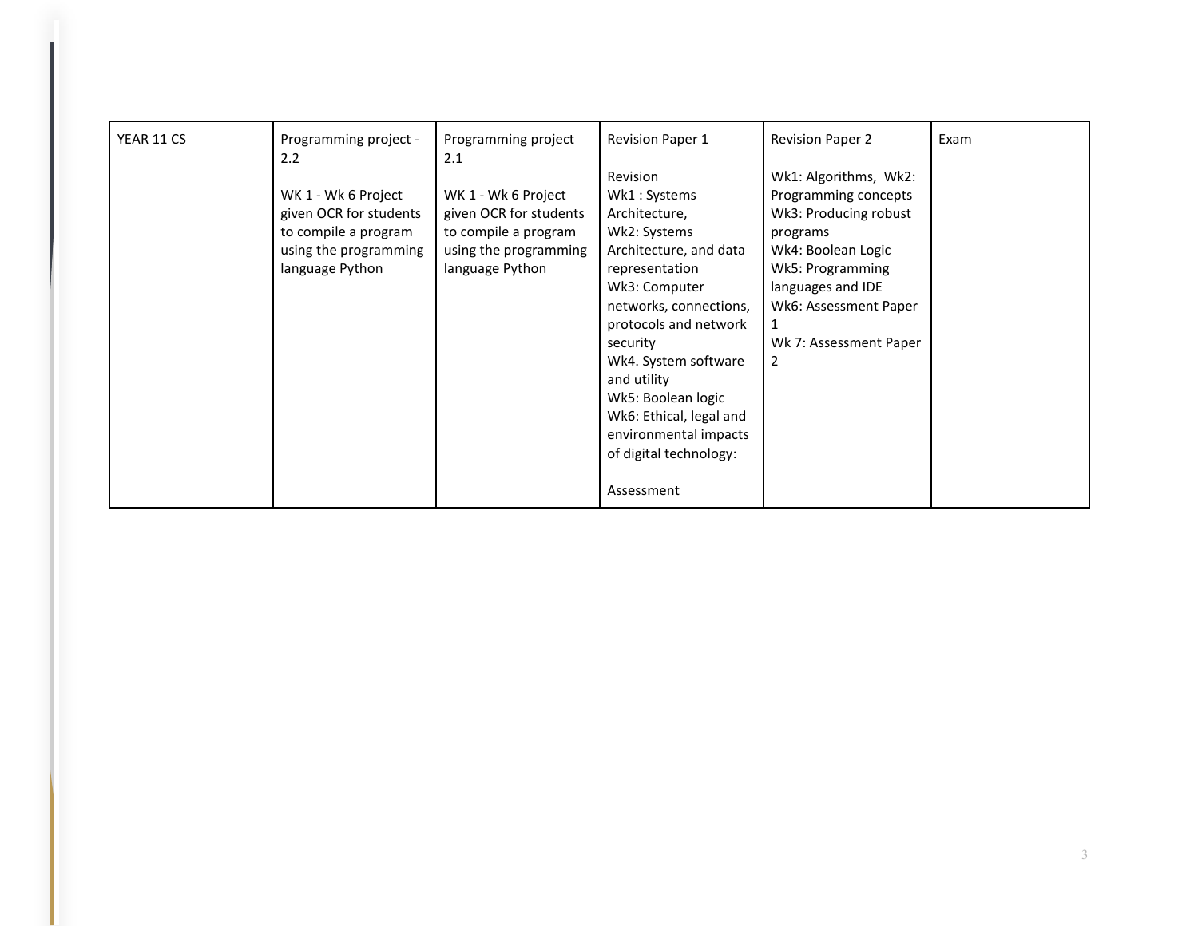| YEAR 11 CS | Programming project - 2.2<br><br>WK 1 - Wk 6 Project given OCR for students to compile a program using the programming language Python | Programming project 2.1<br><br>WK 1 - Wk 6 Project given OCR for students to compile a program using the programming language Python | Revision Paper 1<br><br>Revision<br>Wk1 : Systems Architecture,<br>Wk2: Systems Architecture, and data representation<br>Wk3: Computer networks, connections, protocols and network security<br>Wk4. System software and utility<br>Wk5: Boolean logic<br>Wk6: Ethical, legal and environmental impacts of digital technology:<br><br>Assessment | Revision Paper 2<br><br>Wk1: Algorithms, Wk2: Programming concepts<br>Wk3: Producing robust programs<br>Wk4: Boolean Logic<br>Wk5: Programming languages and IDE<br>Wk6: Assessment Paper 1<br>Wk 7: Assessment Paper 2 | Exam |
|---|---|---|---|---|---|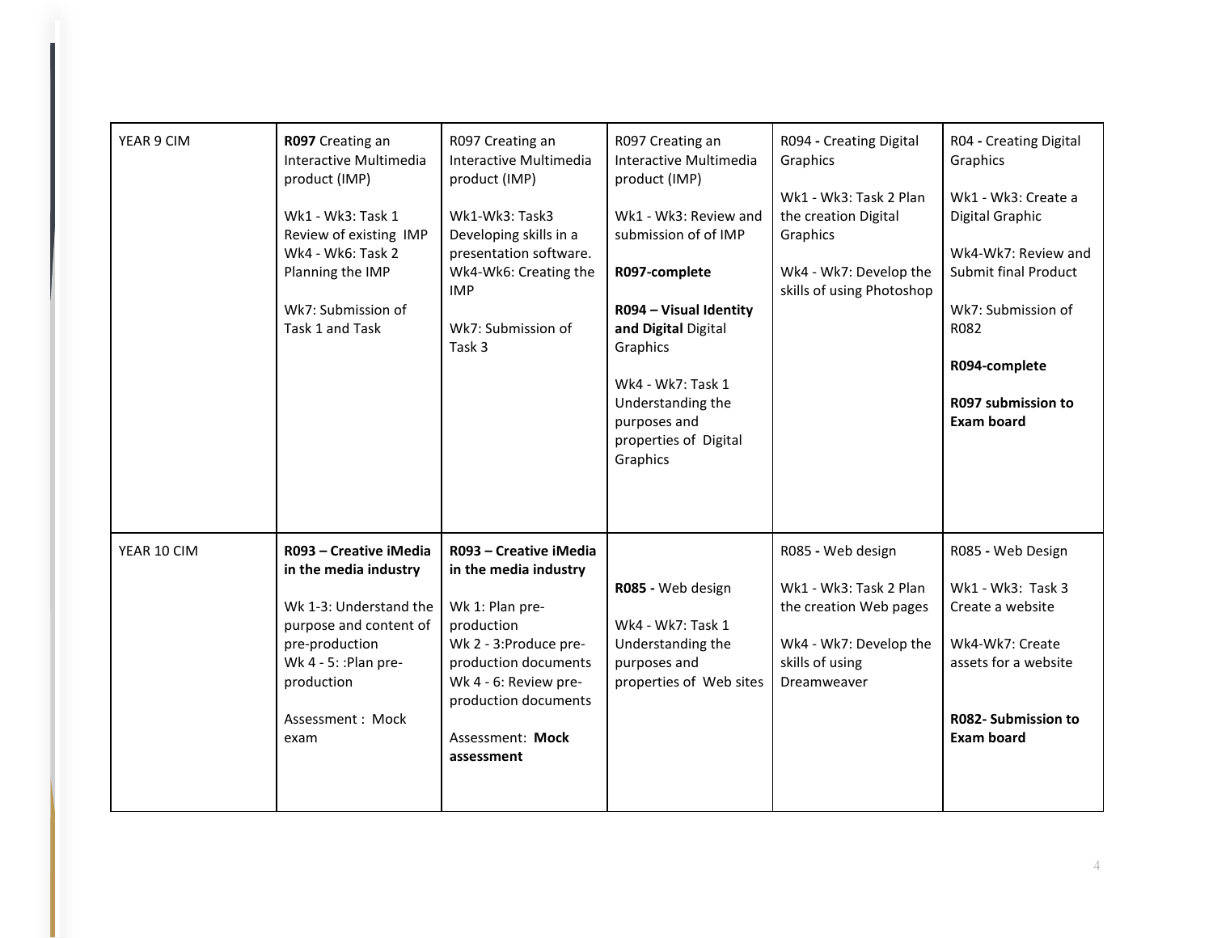| YEAR 9 CIM | **R097** Creating an Interactive Multimedia product (IMP)<br><br>Wk1 - Wk3: Task 1 Review of existing IMP<br>Wk4 - Wk6: Task 2 Planning the IMP<br><br>Wk7: Submission of Task 1 and Task | R097 Creating an Interactive Multimedia product (IMP)<br><br>Wk1-Wk3: Task3 Developing skills in a presentation software.<br>Wk4-Wk6: Creating the IMP<br><br>Wk7: Submission of Task 3 | R097 Creating an Interactive Multimedia product (IMP)<br><br>Wk1 - Wk3: Review and submission of of IMP<br><br>**R097-complete**<br><br>**R094 – Visual Identity and Digital** Digital Graphics<br><br>Wk4 - Wk7: Task 1 Understanding the purposes and properties of Digital Graphics | R094 **-** Creating Digital Graphics<br><br>Wk1 - Wk3: Task 2 Plan the creation Digital Graphics<br><br>Wk4 - Wk7: Develop the skills of using Photoshop | R04 **-** Creating Digital Graphics<br><br>Wk1 - Wk3: Create a Digital Graphic<br><br>Wk4-Wk7: Review and Submit final Product<br><br>Wk7: Submission of R082<br><br>**R094-complete**<br><br>**R097 submission to Exam board** |
|---|---|---|---|---|---|
| YEAR 10 CIM | **R093 – Creative iMedia in the media industry**<br><br>Wk 1-3: Understand the purpose and content of pre-production<br>Wk 4 - 5: :Plan pre-production<br><br>Assessment : Mock exam | **R093 – Creative iMedia in the media industry**<br><br>Wk 1: Plan pre-production<br>Wk 2 - 3:Produce pre-production documents<br>Wk 4 - 6: Review pre-production documents<br><br>Assessment: **Mock assessment** | **R085 -** Web design<br><br>Wk4 - Wk7: Task 1 Understanding the purposes and properties of Web sites | R085 **-** Web design<br><br>Wk1 - Wk3: Task 2 Plan the creation Web pages<br><br>Wk4 - Wk7: Develop the skills of using Dreamweaver | R085 **-** Web Design<br><br>Wk1 - Wk3: Task 3 Create a website<br><br>Wk4-Wk7: Create assets for a website<br><br>**R082- Submission to Exam board** |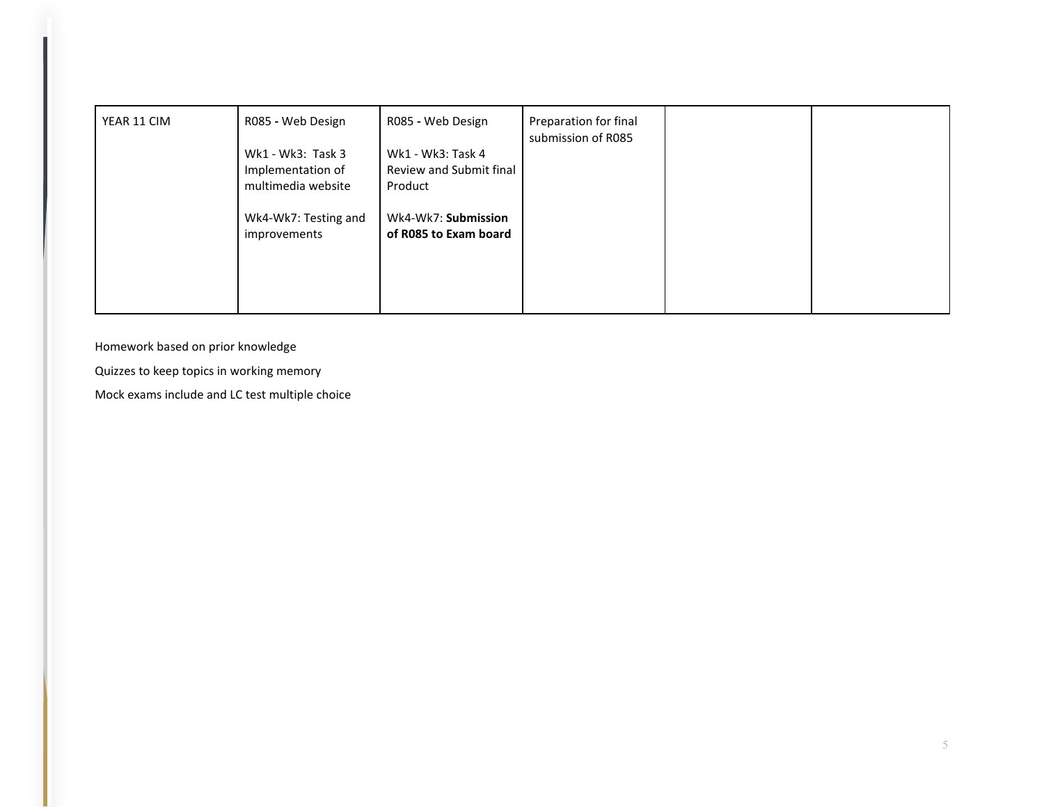| | | | | | |
|---|---|---|---|---|---|
| YEAR 11 CIM | R085 - Web Design<br><br>Wk1 - Wk3: Task 3 Implementation of multimedia website<br><br>Wk4-Wk7: Testing and improvements | R085 - Web Design<br><br>Wk1 - Wk3: Task 4 Review and Submit final Product<br><br>Wk4-Wk7: **Submission of R085 to Exam board** | Preparation for final submission of R085 | | |

Homework based on prior knowledge

Quizzes to keep topics in working memory

Mock exams include and LC test multiple choice